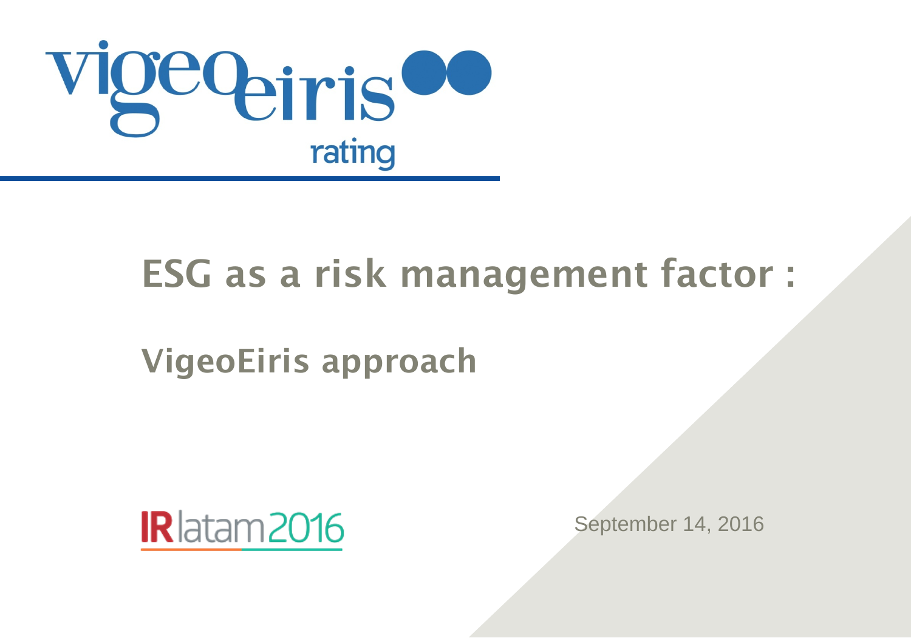vigeoeiris rating

# ESG as a risk management factor :

## VigeoEiris approach

IRlatam2016

September 14, 2016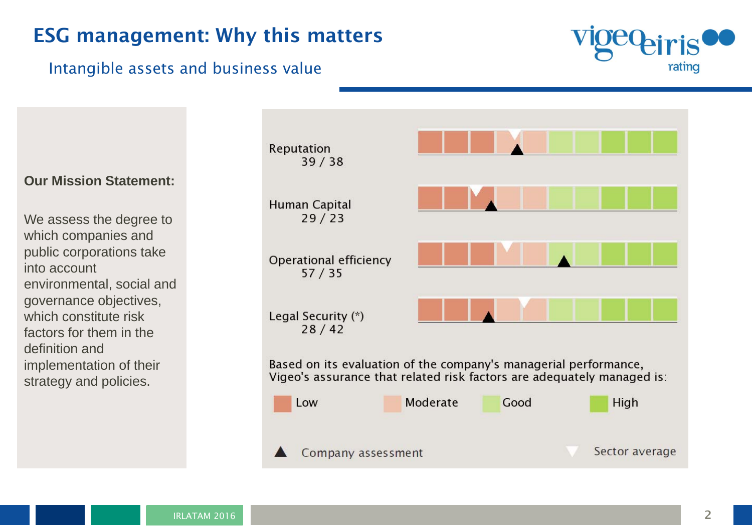# ESG management: Why this matters

## Intangible assets and business value

**Our Mission Statement:**

We assess the degree to which companies and public corporations take into account environmental, social and governance objectives, which constitute risk factors for them in the definition and implementation of their strategy and policies.

Reputation
39 / 38

Human Capital
29 / 23

Operational efficiency
57 / 35

Legal Security (*)
28 / 42

Based on its evaluation of the company's managerial performance, Vigeo's assurance that related risk factors are adequately managed is:

Low | Moderate | Good | High

▲ Company assessment

▼ Sector average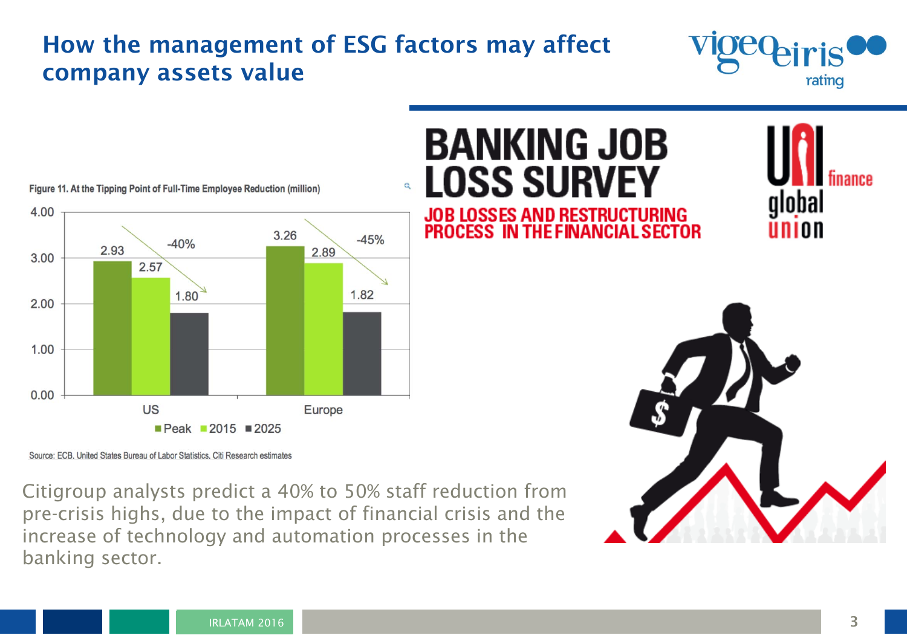# How the management of ESG factors may affect company assets value

**Figure 11. At the Tipping Point of Full-Time Employee Reduction (million)**

| | Peak | 2015 | 2025 | Change |
|---|---|---|---|---|
| US | 2.93 | 2.57 | 1.80 | -40% |
| Europe | 3.26 | 2.89 | 1.82 | -45% |

Source: ECB, United States Bureau of Labor Statistics, Citi Research estimates

## BANKING JOB LOSS SURVEY

**JOB LOSSES AND RESTRUCTURING PROCESS IN THE FINANCIAL SECTOR**

UNI finance global union

Citigroup analysts predict a 40% to 50% staff reduction from pre-crisis highs, due to the impact of financial crisis and the increase of technology and automation processes in the banking sector.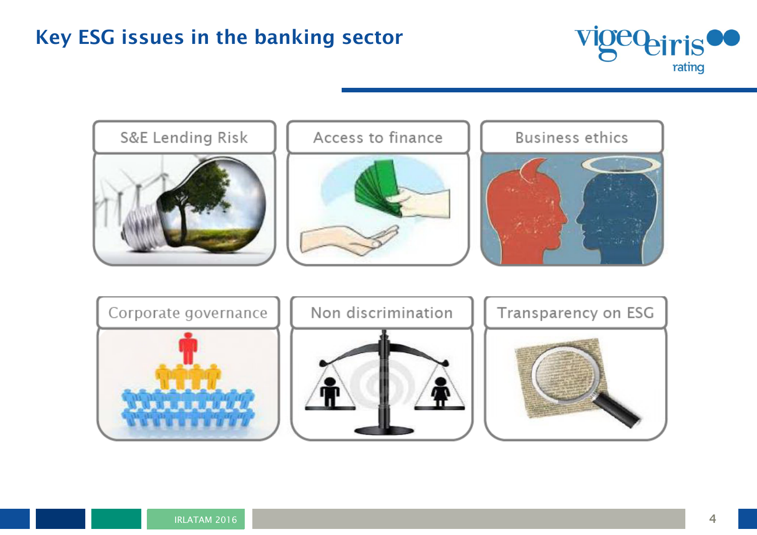# Key ESG issues in the banking sector

- S&E Lending Risk
- Access to finance
- Business ethics
- Corporate governance
- Non discrimination
- Transparency on ESG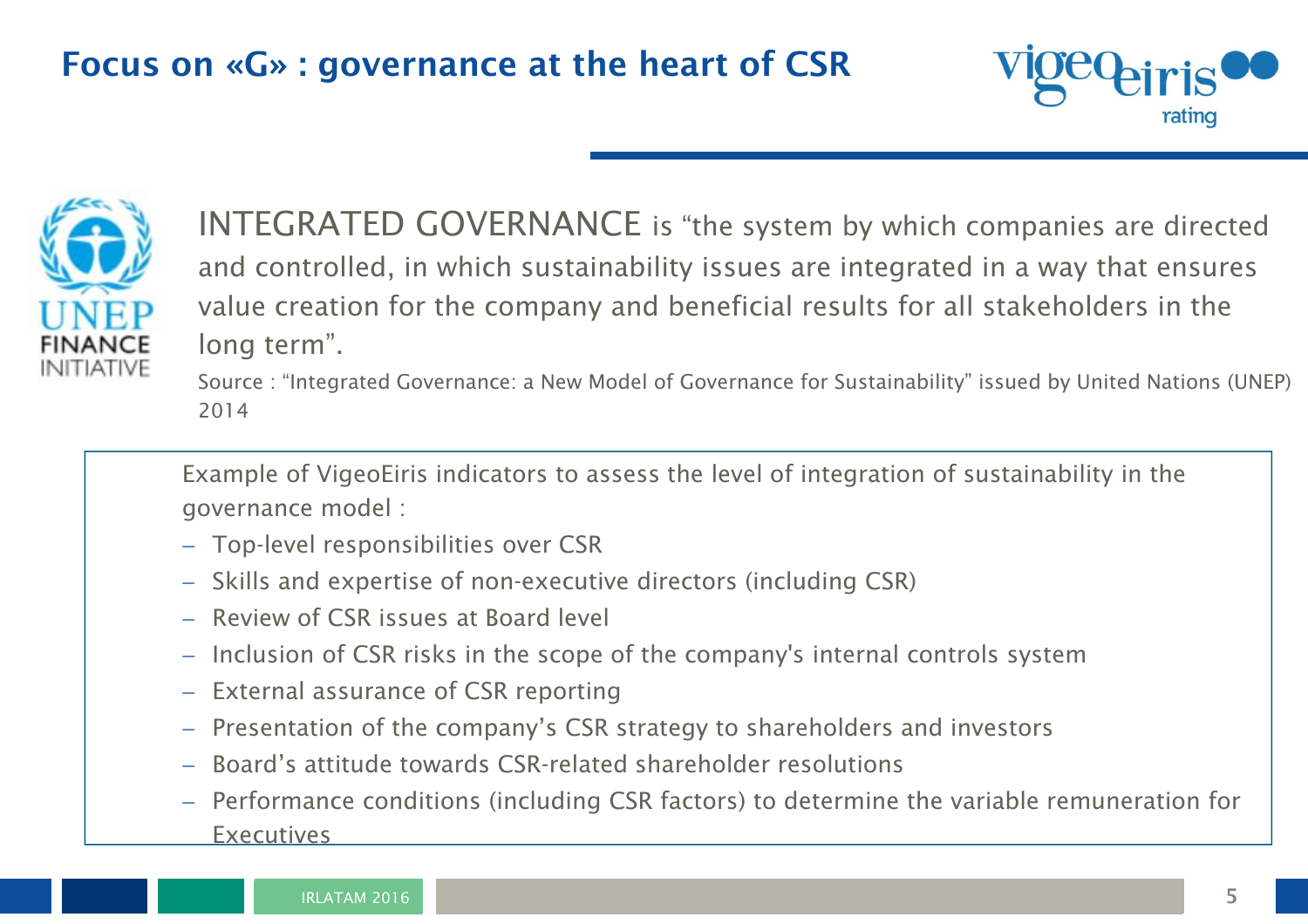# Focus on «G» : governance at the heart of CSR

INTEGRATED GOVERNANCE is "the system by which companies are directed and controlled, in which sustainability issues are integrated in a way that ensures value creation for the company and beneficial results for all stakeholders in the long term".

Source : "Integrated Governance: a New Model of Governance for Sustainability" issued by United Nations (UNEP) 2014

Example of VigeoEiris indicators to assess the level of integration of sustainability in the governance model :

- Top-level responsibilities over CSR
- Skills and expertise of non-executive directors (including CSR)
- Review of CSR issues at Board level
- Inclusion of CSR risks in the scope of the company's internal controls system
- External assurance of CSR reporting
- Presentation of the company's CSR strategy to shareholders and investors
- Board's attitude towards CSR-related shareholder resolutions
- Performance conditions (including CSR factors) to determine the variable remuneration for Executives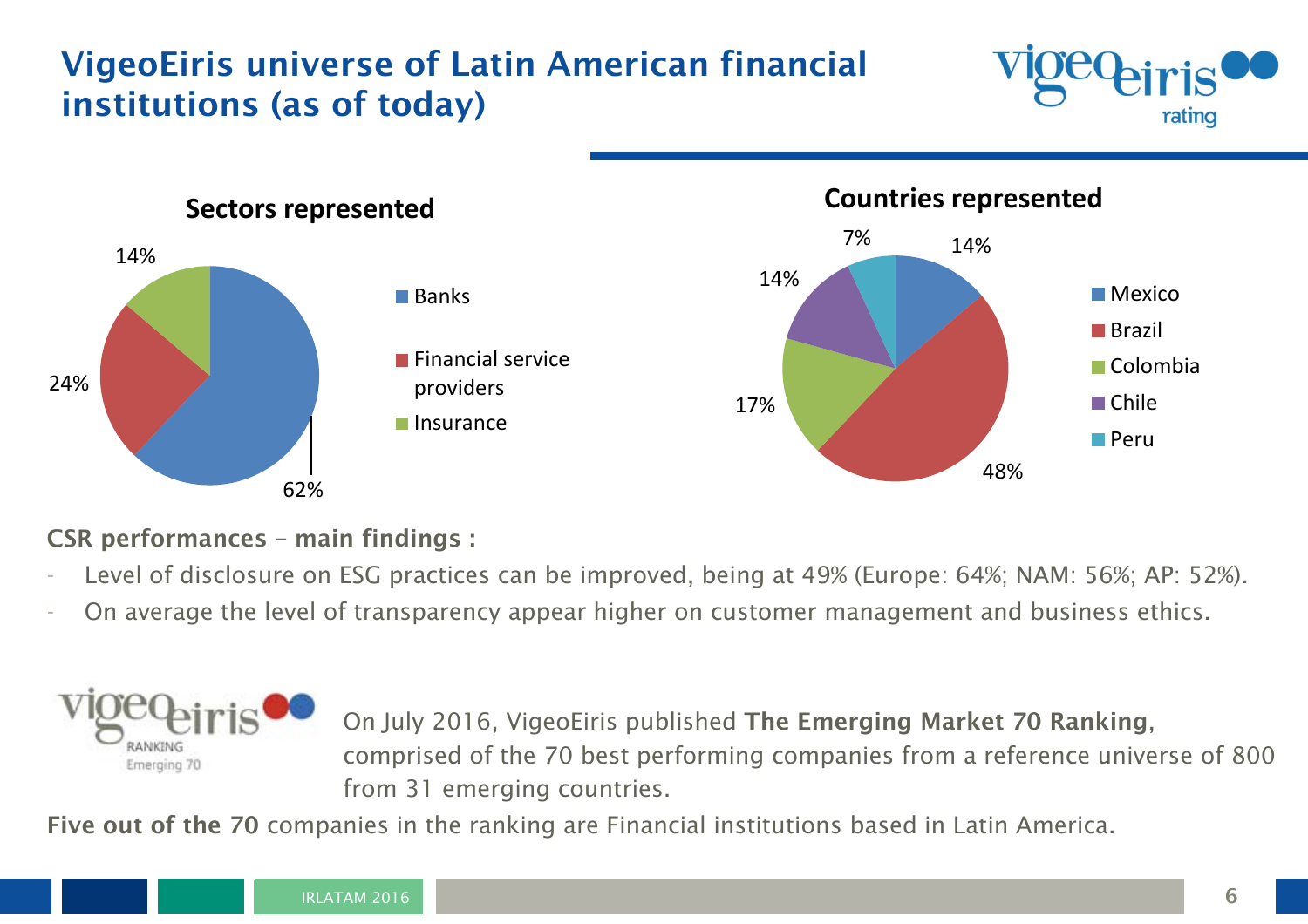# VigeoEiris universe of Latin American financial institutions (as of today)

### Sectors represented

| Sector | Share |
| --- | --- |
| Banks | 62% |
| Financial service providers | 24% |
| Insurance | 14% |

### Countries represented

| Country | Share |
| --- | --- |
| Mexico | 14% |
| Brazil | 48% |
| Colombia | 17% |
| Chile | 14% |
| Peru | 7% |

**CSR performances – main findings :**

- Level of disclosure on ESG practices can be improved, being at 49% (Europe: 64%; NAM: 56%; AP: 52%).
- On average the level of transparency appear higher on customer management and business ethics.

vigeoeiris RANKING Emerging 70

On July 2016, VigeoEiris published **The Emerging Market 70 Ranking**, comprised of the 70 best performing companies from a reference universe of 800 from 31 emerging countries.

**Five out of the 70** companies in the ranking are Financial institutions based in Latin America.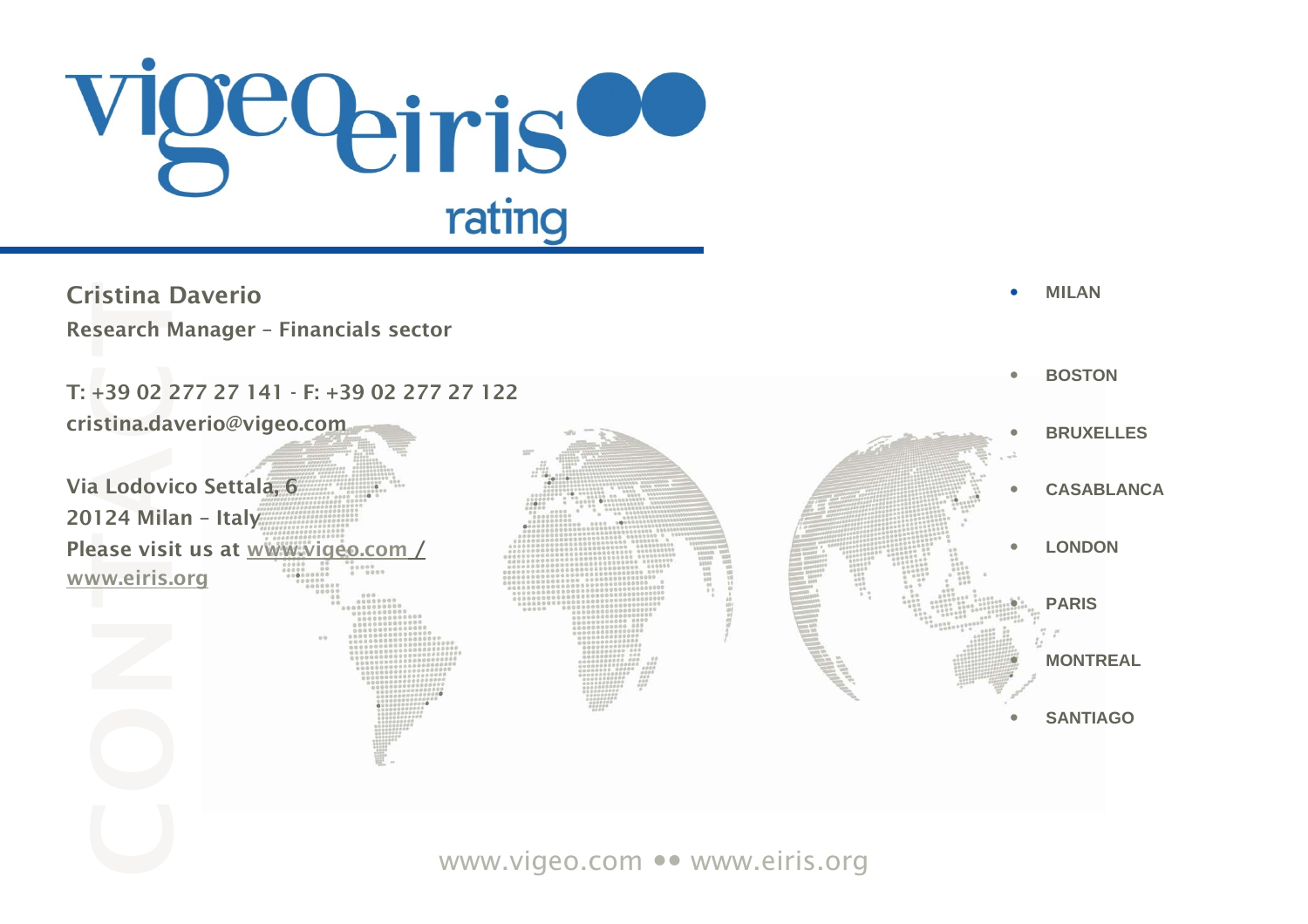vigeo eiris rating

**Cristina Daverio**

**Research Manager – Financials sector**

**T: +39 02 277 27 141 - F: +39 02 277 27 122**
**cristina.daverio@vigeo.com**

**Via Lodovico Settala, 6**
**20124 Milan – Italy**
**Please visit us at www.vigeo.com / www.eiris.org**

- MILAN
- BOSTON
- BRUXELLES
- CASABLANCA
- LONDON
- PARIS
- MONTREAL
- SANTIAGO

CONTACT

www.vigeo.com •• www.eiris.org